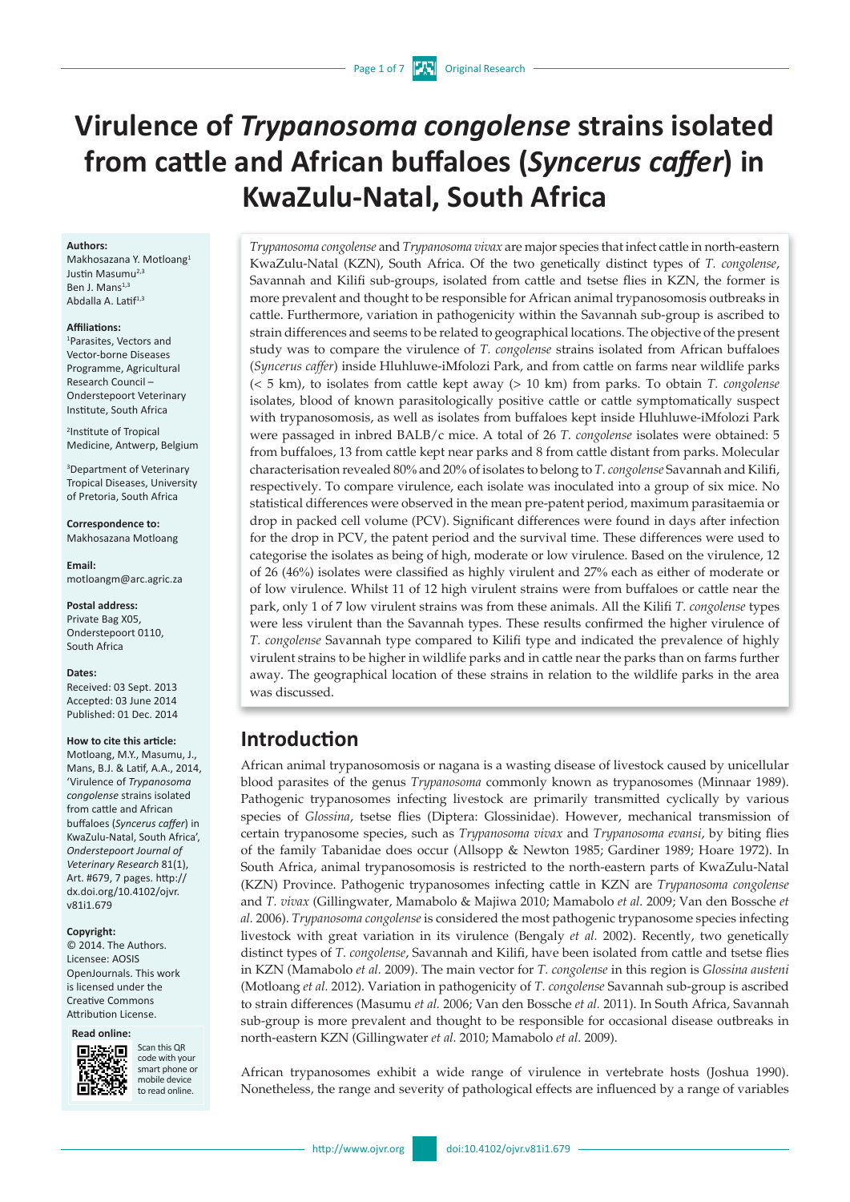# Virulence of *Trypanosoma congolense* strains isolated from cattle and African buffaloes (*Syncerus caffer*) in KwaZulu-Natal, South Africa

**Authors:**
Makhosazana Y. Motloang[1]
Justin Masumu[2,3]
Ben J. Mans[1,3]
Abdalla A. Latif[1,3]

**Affiliations:**
[1]Parasites, Vectors and Vector-borne Diseases Programme, Agricultural Research Council – Onderstepoort Veterinary Institute, South Africa

[2]Institute of Tropical Medicine, Antwerp, Belgium

[3]Department of Veterinary Tropical Diseases, University of Pretoria, South Africa

**Correspondence to:**
Makhosazana Motloang

**Email:**
motloangm@arc.agric.za

**Postal address:**
Private Bag X05, Onderstepoort 0110, South Africa

**Dates:**
Received: 03 Sept. 2013
Accepted: 03 June 2014
Published: 01 Dec. 2014

**How to cite this article:**
Motloang, M.Y., Masumu, J., Mans, B.J. & Latif, A.A., 2014, 'Virulence of *Trypanosoma congolense* strains isolated from cattle and African buffaloes (*Syncerus caffer*) in KwaZulu-Natal, South Africa', *Onderstepoort Journal of Veterinary Research* 81(1), Art. #679, 7 pages. http://dx.doi.org/10.4102/ojvr.v81i1.679

**Copyright:**
© 2014. The Authors. Licensee: AOSIS OpenJournals. This work is licensed under the Creative Commons Attribution License.

**Read online:**
Scan this QR code with your smart phone or mobile device to read online.

*Trypanosoma congolense* and *Trypanosoma vivax* are major species that infect cattle in north-eastern KwaZulu-Natal (KZN), South Africa. Of the two genetically distinct types of *T. congolense*, Savannah and Kilifi sub-groups, isolated from cattle and tsetse flies in KZN, the former is more prevalent and thought to be responsible for African animal trypanosomosis outbreaks in cattle. Furthermore, variation in pathogenicity within the Savannah sub-group is ascribed to strain differences and seems to be related to geographical locations. The objective of the present study was to compare the virulence of *T. congolense* strains isolated from African buffaloes (*Syncerus caffer*) inside Hluhluwe-iMfolozi Park, and from cattle on farms near wildlife parks (< 5 km), to isolates from cattle kept away (> 10 km) from parks. To obtain *T. congolense* isolates, blood of known parasitologically positive cattle or cattle symptomatically suspect with trypanosomosis, as well as isolates from buffaloes kept inside Hluhluwe-iMfolozi Park were passaged in inbred BALB/c mice. A total of 26 *T. congolense* isolates were obtained: 5 from buffaloes, 13 from cattle kept near parks and 8 from cattle distant from parks. Molecular characterisation revealed 80% and 20% of isolates to belong to *T. congolense* Savannah and Kilifi, respectively. To compare virulence, each isolate was inoculated into a group of six mice. No statistical differences were observed in the mean pre-patent period, maximum parasitaemia or drop in packed cell volume (PCV). Significant differences were found in days after infection for the drop in PCV, the patent period and the survival time. These differences were used to categorise the isolates as being of high, moderate or low virulence. Based on the virulence, 12 of 26 (46%) isolates were classified as highly virulent and 27% each as either of moderate or of low virulence. Whilst 11 of 12 high virulent strains were from buffaloes or cattle near the park, only 1 of 7 low virulent strains was from these animals. All the Kilifi *T. congolense* types were less virulent than the Savannah types. These results confirmed the higher virulence of *T. congolense* Savannah type compared to Kilifi type and indicated the prevalence of highly virulent strains to be higher in wildlife parks and in cattle near the parks than on farms further away. The geographical location of these strains in relation to the wildlife parks in the area was discussed.

## Introduction

African animal trypanosomosis or nagana is a wasting disease of livestock caused by unicellular blood parasites of the genus *Trypanosoma* commonly known as trypanosomes (Minnaar 1989). Pathogenic trypanosomes infecting livestock are primarily transmitted cyclically by various species of *Glossina*, tsetse flies (Diptera: Glossinidae). However, mechanical transmission of certain trypanosome species, such as *Trypanosoma vivax* and *Trypanosoma evansi*, by biting flies of the family Tabanidae does occur (Allsopp & Newton 1985; Gardiner 1989; Hoare 1972). In South Africa, animal trypanosomosis is restricted to the north-eastern parts of KwaZulu-Natal (KZN) Province. Pathogenic trypanosomes infecting cattle in KZN are *Trypanosoma congolense* and *T. vivax* (Gillingwater, Mamabolo & Majiwa 2010; Mamabolo *et al.* 2009; Van den Bossche *et al.* 2006). *Trypanosoma congolense* is considered the most pathogenic trypanosome species infecting livestock with great variation in its virulence (Bengaly *et al.* 2002). Recently, two genetically distinct types of *T. congolense*, Savannah and Kilifi, have been isolated from cattle and tsetse flies in KZN (Mamabolo *et al.* 2009). The main vector for *T. congolense* in this region is *Glossina austeni* (Motloang *et al.* 2012). Variation in pathogenicity of *T. congolense* Savannah sub-group is ascribed to strain differences (Masumu *et al.* 2006; Van den Bossche *et al.* 2011). In South Africa, Savannah sub-group is more prevalent and thought to be responsible for occasional disease outbreaks in north-eastern KZN (Gillingwater *et al.* 2010; Mamabolo *et al.* 2009).

African trypanosomes exhibit a wide range of virulence in vertebrate hosts (Joshua 1990). Nonetheless, the range and severity of pathological effects are influenced by a range of variables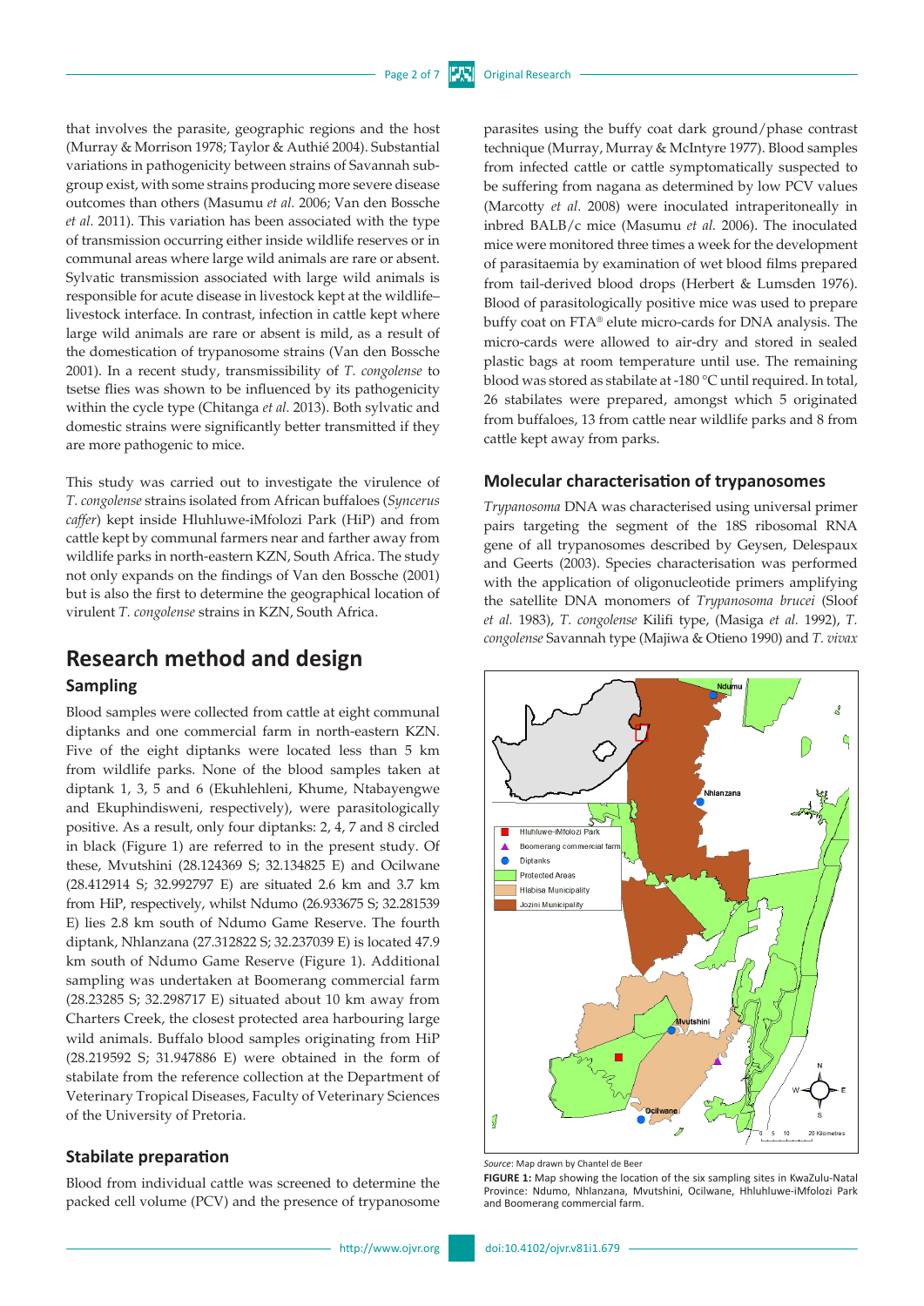that involves the parasite, geographic regions and the host (Murray & Morrison 1978; Taylor & Authié 2004). Substantial variations in pathogenicity between strains of Savannah sub-group exist, with some strains producing more severe disease outcomes than others (Masumu *et al.* 2006; Van den Bossche *et al.* 2011). This variation has been associated with the type of transmission occurring either inside wildlife reserves or in communal areas where large wild animals are rare or absent. Sylvatic transmission associated with large wild animals is responsible for acute disease in livestock kept at the wildlife–livestock interface. In contrast, infection in cattle kept where large wild animals are rare or absent is mild, as a result of the domestication of trypanosome strains (Van den Bossche 2001). In a recent study, transmissibility of *T. congolense* to tsetse flies was shown to be influenced by its pathogenicity within the cycle type (Chitanga *et al.* 2013). Both sylvatic and domestic strains were significantly better transmitted if they are more pathogenic to mice.

This study was carried out to investigate the virulence of *T. congolense* strains isolated from African buffaloes (*Syncerus caffer*) kept inside Hluhluwe-iMfolozi Park (HiP) and from cattle kept by communal farmers near and farther away from wildlife parks in north-eastern KZN, South Africa. The study not only expands on the findings of Van den Bossche (2001) but is also the first to determine the geographical location of virulent *T. congolense* strains in KZN, South Africa.

# Research method and design

## Sampling

Blood samples were collected from cattle at eight communal diptanks and one commercial farm in north-eastern KZN. Five of the eight diptanks were located less than 5 km from wildlife parks. None of the blood samples taken at diptank 1, 3, 5 and 6 (Ekuhlehleni, Khume, Ntabayengwe and Ekuphindisweni, respectively), were parasitologically positive. As a result, only four diptanks: 2, 4, 7 and 8 circled in black (Figure 1) are referred to in the present study. Of these, Mvutshini (28.124369 S; 32.134825 E) and Ocilwane (28.412914 S; 32.992797 E) are situated 2.6 km and 3.7 km from HiP, respectively, whilst Ndumo (26.933675 S; 32.281539 E) lies 2.8 km south of Ndumo Game Reserve. The fourth diptank, Nhlanzana (27.312822 S; 32.237039 E) is located 47.9 km south of Ndumo Game Reserve (Figure 1). Additional sampling was undertaken at Boomerang commercial farm (28.23285 S; 32.298717 E) situated about 10 km away from Charters Creek, the closest protected area harbouring large wild animals. Buffalo blood samples originating from HiP (28.219592 S; 31.947886 E) were obtained in the form of stabilate from the reference collection at the Department of Veterinary Tropical Diseases, Faculty of Veterinary Sciences of the University of Pretoria.

## Stabilate preparation

Blood from individual cattle was screened to determine the packed cell volume (PCV) and the presence of trypanosome parasites using the buffy coat dark ground/phase contrast technique (Murray, Murray & McIntyre 1977). Blood samples from infected cattle or cattle symptomatically suspected to be suffering from nagana as determined by low PCV values (Marcotty *et al.* 2008) were inoculated intraperitoneally in inbred BALB/c mice (Masumu *et al.* 2006). The inoculated mice were monitored three times a week for the development of parasitaemia by examination of wet blood films prepared from tail-derived blood drops (Herbert & Lumsden 1976). Blood of parasitologically positive mice was used to prepare buffy coat on FTA® elute micro-cards for DNA analysis. The micro-cards were allowed to air-dry and stored in sealed plastic bags at room temperature until use. The remaining blood was stored as stabilate at -180 °C until required. In total, 26 stabilates were prepared, amongst which 5 originated from buffaloes, 13 from cattle near wildlife parks and 8 from cattle kept away from parks.

## Molecular characterisation of trypanosomes

*Trypanosoma* DNA was characterised using universal primer pairs targeting the segment of the 18S ribosomal RNA gene of all trypanosomes described by Geysen, Delespaux and Geerts (2003). Species characterisation was performed with the application of oligonucleotide primers amplifying the satellite DNA monomers of *Trypanosoma brucei* (Sloof *et al.* 1983), *T. congolense* Kilifi type, (Masiga *et al.* 1992), *T. congolense* Savannah type (Majiwa & Otieno 1990) and *T. vivax*

*Source*: Map drawn by Chantel de Beer

**FIGURE 1:** Map showing the location of the six sampling sites in KwaZulu-Natal Province: Ndumo, Nhlanzana, Mvutshini, Ocilwane, Hhluhluwe-iMfolozi Park and Boomerang commercial farm.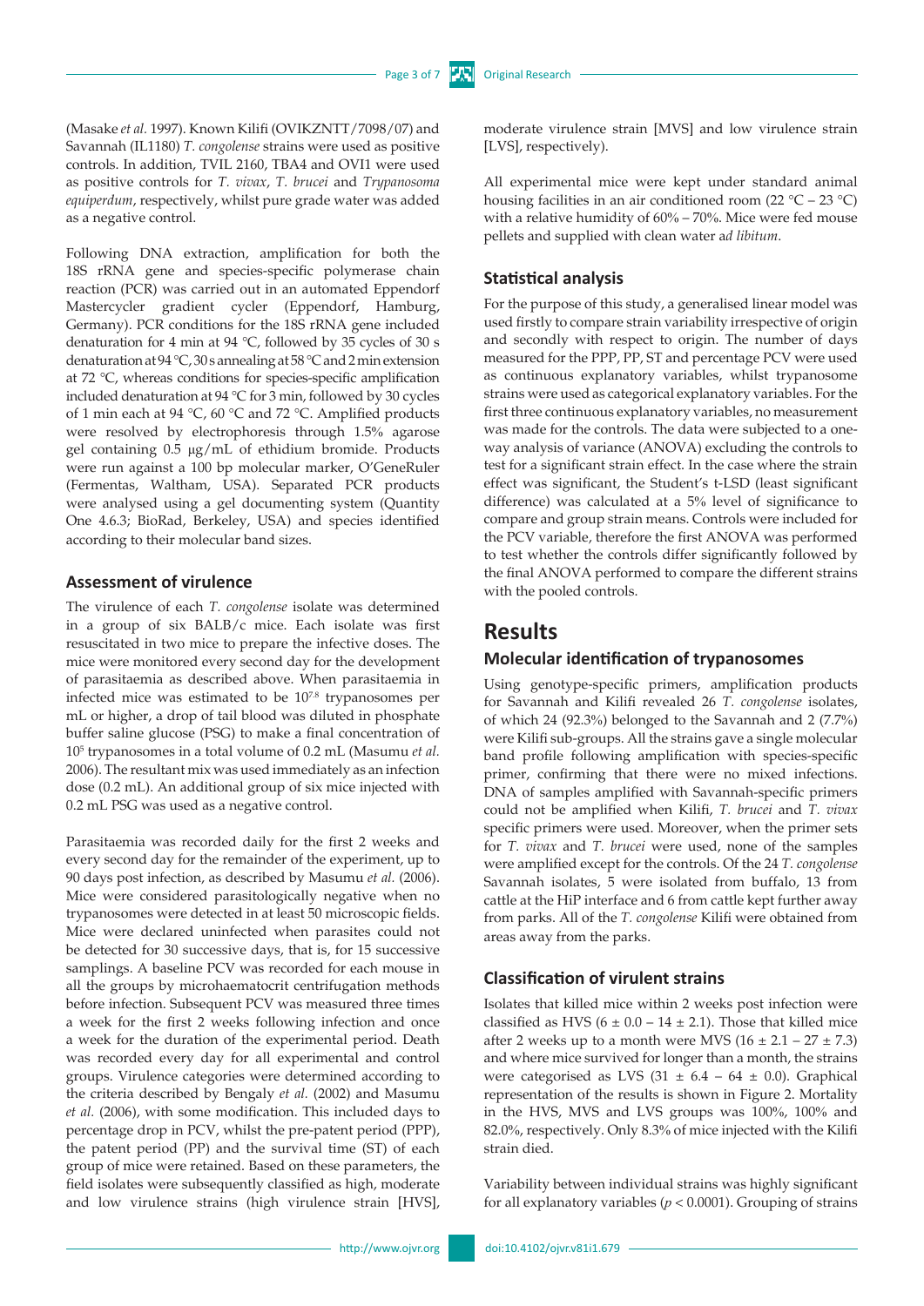(Masake *et al.* 1997). Known Kilifi (OVIKZNTT/7098/07) and Savannah (IL1180) *T. congolense* strains were used as positive controls. In addition, TVIL 2160, TBA4 and OVI1 were used as positive controls for *T. vivax*, *T. brucei* and *Trypanosoma equiperdum*, respectively, whilst pure grade water was added as a negative control.

Following DNA extraction, amplification for both the 18S rRNA gene and species-specific polymerase chain reaction (PCR) was carried out in an automated Eppendorf Mastercycler gradient cycler (Eppendorf, Hamburg, Germany). PCR conditions for the 18S rRNA gene included denaturation for 4 min at 94 °C, followed by 35 cycles of 30 s denaturation at 94 °C, 30 s annealing at 58 °C and 2 min extension at 72 °C, whereas conditions for species-specific amplification included denaturation at 94 °C for 3 min, followed by 30 cycles of 1 min each at 94 °C, 60 °C and 72 °C. Amplified products were resolved by electrophoresis through 1.5% agarose gel containing 0.5 µg/mL of ethidium bromide. Products were run against a 100 bp molecular marker, O'GeneRuler (Fermentas, Waltham, USA). Separated PCR products were analysed using a gel documenting system (Quantity One 4.6.3; BioRad, Berkeley, USA) and species identified according to their molecular band sizes.

### Assessment of virulence

The virulence of each *T. congolense* isolate was determined in a group of six BALB/c mice. Each isolate was first resuscitated in two mice to prepare the infective doses. The mice were monitored every second day for the development of parasitaemia as described above. When parasitaemia in infected mice was estimated to be $10^{7.8}$ trypanosomes per mL or higher, a drop of tail blood was diluted in phosphate buffer saline glucose (PSG) to make a final concentration of $10^5$ trypanosomes in a total volume of 0.2 mL (Masumu *et al.* 2006). The resultant mix was used immediately as an infection dose (0.2 mL). An additional group of six mice injected with 0.2 mL PSG was used as a negative control.

Parasitaemia was recorded daily for the first 2 weeks and every second day for the remainder of the experiment, up to 90 days post infection, as described by Masumu *et al.* (2006). Mice were considered parasitologically negative when no trypanosomes were detected in at least 50 microscopic fields. Mice were declared uninfected when parasites could not be detected for 30 successive days, that is, for 15 successive samplings. A baseline PCV was recorded for each mouse in all the groups by microhaematocrit centrifugation methods before infection. Subsequent PCV was measured three times a week for the first 2 weeks following infection and once a week for the duration of the experimental period. Death was recorded every day for all experimental and control groups. Virulence categories were determined according to the criteria described by Bengaly *et al.* (2002) and Masumu *et al.* (2006), with some modification. This included days to percentage drop in PCV, whilst the pre-patent period (PPP), the patent period (PP) and the survival time (ST) of each group of mice were retained. Based on these parameters, the field isolates were subsequently classified as high, moderate and low virulence strains (high virulence strain [HVS], moderate virulence strain [MVS] and low virulence strain [LVS], respectively).

All experimental mice were kept under standard animal housing facilities in an air conditioned room (22 °C – 23 °C) with a relative humidity of 60% – 70%. Mice were fed mouse pellets and supplied with clean water a*d libitum*.

### Statistical analysis

For the purpose of this study, a generalised linear model was used firstly to compare strain variability irrespective of origin and secondly with respect to origin. The number of days measured for the PPP, PP, ST and percentage PCV were used as continuous explanatory variables, whilst trypanosome strains were used as categorical explanatory variables. For the first three continuous explanatory variables, no measurement was made for the controls. The data were subjected to a one-way analysis of variance (ANOVA) excluding the controls to test for a significant strain effect. In the case where the strain effect was significant, the Student's t-LSD (least significant difference) was calculated at a 5% level of significance to compare and group strain means. Controls were included for the PCV variable, therefore the first ANOVA was performed to test whether the controls differ significantly followed by the final ANOVA performed to compare the different strains with the pooled controls.

## Results

### Molecular identification of trypanosomes

Using genotype-specific primers, amplification products for Savannah and Kilifi revealed 26 *T. congolense* isolates, of which 24 (92.3%) belonged to the Savannah and 2 (7.7%) were Kilifi sub-groups. All the strains gave a single molecular band profile following amplification with species-specific primer, confirming that there were no mixed infections. DNA of samples amplified with Savannah-specific primers could not be amplified when Kilifi, *T. brucei* and *T. vivax* specific primers were used. Moreover, when the primer sets for *T. vivax* and *T. brucei* were used, none of the samples were amplified except for the controls. Of the 24 *T. congolense* Savannah isolates, 5 were isolated from buffalo, 13 from cattle at the HiP interface and 6 from cattle kept further away from parks. All of the *T. congolense* Kilifi were obtained from areas away from the parks.

### Classification of virulent strains

Isolates that killed mice within 2 weeks post infection were classified as HVS ($6 \pm 0.0 - 14 \pm 2.1$). Those that killed mice after 2 weeks up to a month were MVS ($16 \pm 2.1 - 27 \pm 7.3$) and where mice survived for longer than a month, the strains were categorised as LVS ($31 \pm 6.4 - 64 \pm 0.0$). Graphical representation of the results is shown in Figure 2. Mortality in the HVS, MVS and LVS groups was 100%, 100% and 82.0%, respectively. Only 8.3% of mice injected with the Kilifi strain died.

Variability between individual strains was highly significant for all explanatory variables ($p < 0.0001$). Grouping of strains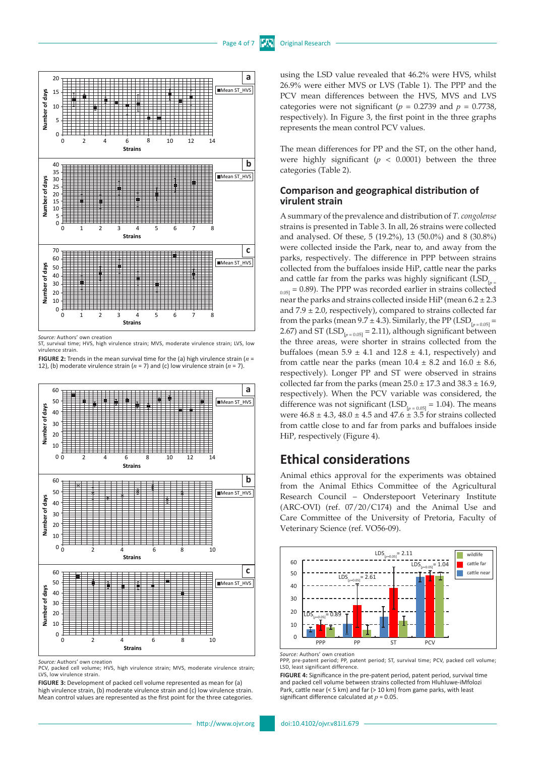Source: Authors' own creation

ST, survival time; HVS, high virulence strain; MVS, moderate virulence strain; LVS, low virulence strain.

**FIGURE 2:** Trends in the mean survival time for the (a) high virulence strain ($n$ = 12), (b) moderate virulence strain ($n$ = 7) and (c) low virulence strain ($n$ = 7).

Source: Authors' own creation

PCV, packed cell volume; HVS, high virulence strain; MVS, moderate virulence strain; LVS, low virulence strain.

**FIGURE 3:** Development of packed cell volume represented as mean for (a) high virulence strain, (b) moderate virulence strain and (c) low virulence strain. Mean control values are represented as the first point for the three categories.

using the LSD value revealed that 46.2% were HVS, whilst 26.9% were either MVS or LVS (Table 1). The PPP and the PCV mean differences between the HVS, MVS and LVS categories were not significant ($p$ = 0.2739 and $p$ = 0.7738, respectively). In Figure 3, the first point in the three graphs represents the mean control PCV values.

The mean differences for PP and the ST, on the other hand, were highly significant ($p < 0.0001$) between the three categories (Table 2).

### Comparison and geographical distribution of virulent strain

A summary of the prevalence and distribution of *T. congolense* strains is presented in Table 3. In all, 26 strains were collected and analysed. Of these, 5 (19.2%), 13 (50.0%) and 8 (30.8%) were collected inside the Park, near to, and away from the parks, respectively. The difference in PPP between strains collected from the buffaloes inside HiP, cattle near the parks and cattle far from the parks was highly significant ($LSD_{[p = 0.05]}$ = 0.89). The PPP was recorded earlier in strains collected near the parks and strains collected inside HiP (mean 6.2 ± 2.3 and 7.9 ± 2.0, respectively), compared to strains collected far from the parks (mean 9.7 ± 4.3). Similarly, the PP ($LSD_{[p = 0.05]}$ = 2.67) and ST ($LSD_{[p = 0.05]}$ = 2.11), although significant between the three areas, were shorter in strains collected from the buffaloes (mean 5.9 ± 4.1 and 12.8 ± 4.1, respectively) and from cattle near the parks (mean 10.4 ± 8.2 and 16.0 ± 8.6, respectively). Longer PP and ST were observed in strains collected far from the parks (mean 25.0 ± 17.3 and 38.3 ± 16.9, respectively). When the PCV variable was considered, the difference was not significant ($LSD_{[p = 0.05]}$ = 1.04). The means were 46.8 ± 4.3, 48.0 ± 4.5 and 47.6 ± 3.5 for strains collected from cattle close to and far from parks and buffaloes inside HiP, respectively (Figure 4).

## Ethical considerations

Animal ethics approval for the experiments was obtained from the Animal Ethics Committee of the Agricultural Research Council – Onderstepoort Veterinary Institute (ARC-OVI) (ref. 07/20/C174) and the Animal Use and Care Committee of the University of Pretoria, Faculty of Veterinary Science (ref. VO56-09).

Source: Authors' own creation

PPP, pre-patent period; PP, patent period; ST, survival time; PCV, packed cell volume; LSD, least significant difference.

**FIGURE 4:** Significance in the pre-patent period, patent period, survival time and packed cell volume between strains collected from Hluhluwe-iMfolozi Park, cattle near (< 5 km) and far (> 10 km) from game parks, with least significant difference calculated at $p$ = 0.05.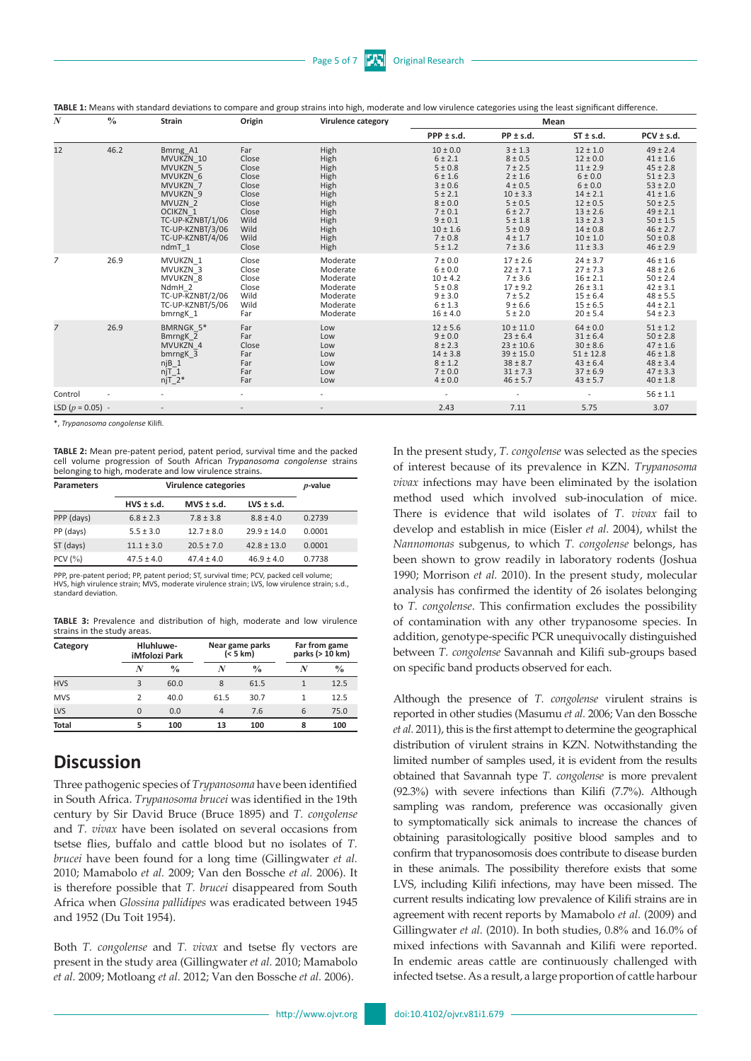**TABLE 1:** Means with standard deviations to compare and group strains into high, moderate and low virulence categories using the least significant difference.

| *N* | % | Strain | Origin | Virulence category | Mean | | | |
|---|---|---|---|---|---|---|---|---|
| | | | | | PPP ± s.d. | PP ± s.d. | ST ± s.d. | PCV ± s.d. |
| 12 | 46.2 | Bmrng_A1 | Far | High | 10 ± 0.0 | 3 ± 1.3 | 12 ± 1.0 | 49 ± 2.4 |
| | | MVUKZN_10 | Close | High | 6 ± 2.1 | 8 ± 0.5 | 12 ± 0.0 | 41 ± 1.6 |
| | | MVUKZN_5 | Close | High | 5 ± 0.8 | 7 ± 2.5 | 11 ± 2.9 | 45 ± 2.8 |
| | | MVUKZN_6 | Close | High | 6 ± 1.6 | 2 ± 1.6 | 6 ± 0.0 | 51 ± 2.3 |
| | | MVUKZN_7 | Close | High | 3 ± 0.6 | 4 ± 0.5 | 6 ± 0.0 | 53 ± 2.0 |
| | | MVUKZN_9 | Close | High | 5 ± 2.1 | 10 ± 3.3 | 14 ± 2.1 | 41 ± 1.6 |
| | | MVUZN_2 | Close | High | 8 ± 0.0 | 5 ± 0.5 | 12 ± 0.5 | 50 ± 2.5 |
| | | OCIKZN_1 | Close | High | 7 ± 0.1 | 6 ± 2.7 | 13 ± 2.6 | 49 ± 2.1 |
| | | TC-UP-KZNBT/1/06 | Wild | High | 9 ± 0.1 | 5 ± 1.8 | 13 ± 2.3 | 50 ± 1.5 |
| | | TC-UP-KZNBT/3/06 | Wild | High | 10 ± 1.6 | 5 ± 0.9 | 14 ± 0.8 | 46 ± 2.7 |
| | | TC-UP-KZNBT/4/06 | Wild | High | 7 ± 0.8 | 4 ± 1.7 | 10 ± 1.0 | 50 ± 0.8 |
| | | ndmT_1 | Close | High | 5 ± 1.2 | 7 ± 3.6 | 11 ± 3.3 | 46 ± 2.9 |
| 7 | 26.9 | MVUKZN_1 | Close | Moderate | 7 ± 0.0 | 17 ± 2.6 | 24 ± 3.7 | 46 ± 1.6 |
| | | MVUKZN_3 | Close | Moderate | 6 ± 0.0 | 22 ± 7.1 | 27 ± 7.3 | 48 ± 2.6 |
| | | MVUKZN_8 | Close | Moderate | 10 ± 4.2 | 7 ± 3.6 | 16 ± 2.1 | 50 ± 2.4 |
| | | NdmH_2 | Close | Moderate | 5 ± 0.8 | 17 ± 9.2 | 26 ± 3.1 | 42 ± 3.1 |
| | | TC-UP-KZNBT/2/06 | Wild | Moderate | 9 ± 3.0 | 7 ± 5.2 | 15 ± 6.4 | 48 ± 5.5 |
| | | TC-UP-KZNBT/5/06 | Wild | Moderate | 6 ± 1.3 | 9 ± 6.6 | 15 ± 6.5 | 44 ± 2.1 |
| | | bmrngK_1 | Far | Moderate | 16 ± 4.0 | 5 ± 2.0 | 20 ± 5.4 | 54 ± 2.3 |
| 7 | 26.9 | BMRNGK_5* | Far | Low | 12 ± 5.6 | 10 ± 11.0 | 64 ± 0.0 | 51 ± 1.2 |
| | | BmrngK_2 | Far | Low | 9 ± 0.0 | 23 ± 6.4 | 31 ± 6.4 | 50 ± 2.8 |
| | | MVUKZN_4 | Close | Low | 8 ± 2.3 | 23 ± 10.6 | 30 ± 8.6 | 47 ± 1.6 |
| | | bmrngK_3 | Far | Low | 14 ± 3.8 | 39 ± 15.0 | 51 ± 12.8 | 46 ± 1.8 |
| | | njB_1 | Far | Low | 8 ± 1.2 | 38 ± 8.7 | 43 ± 6.4 | 48 ± 3.4 |
| | | njT_1 | Far | Low | 7 ± 0.0 | 31 ± 7.3 | 37 ± 6.9 | 47 ± 3.3 |
| | | njT_2* | Far | Low | 4 ± 0.0 | 46 ± 5.7 | 43 ± 5.7 | 40 ± 1.8 |
| Control | - | - | - | - | - | - | - | 56 ± 1.1 |
| LSD ($p$ = 0.05) | - | - | - | - | 2.43 | 7.11 | 5.75 | 3.07 |

*, *Trypanosoma congolense* Kilifi.

**TABLE 2:** Mean pre-patent period, patent period, survival time and the packed cell volume progression of South African *Trypanosoma congolense* strains belonging to high, moderate and low virulence strains.

| Parameters | Virulence categories | | | *p*-value |
|---|---|---|---|---|
| | HVS ± s.d. | MVS ± s.d. | LVS ± s.d. | |
| PPP (days) | 6.8 ± 2.3 | 7.8 ± 3.8 | 8.8 ± 4.0 | 0.2739 |
| PP (days) | 5.5 ± 3.0 | 12.7 ± 8.0 | 29.9 ± 14.0 | 0.0001 |
| ST (days) | 11.1 ± 3.0 | 20.5 ± 7.0 | 42.8 ± 13.0 | 0.0001 |
| PCV (%) | 47.5 ± 4.0 | 47.4 ± 4.0 | 46.9 ± 4.0 | 0.7738 |

PPP, pre-patent period; PP, patent period; ST, survival time; PCV, packed cell volume; HVS, high virulence strain; MVS, moderate virulence strain; LVS, low virulence strain; s.d., standard deviation.

**TABLE 3:** Prevalence and distribution of high, moderate and low virulence strains in the study areas.

| Category | Hluhluwe-iMfolozi Park | | Near game parks (< 5 km) | | Far from game parks (> 10 km) | |
|---|---|---|---|---|---|---|
| | *N* | % | *N* | % | *N* | % |
| HVS | 3 | 60.0 | 8 | 61.5 | 1 | 12.5 |
| MVS | 2 | 40.0 | 61.5 | 30.7 | 1 | 12.5 |
| LVS | 0 | 0.0 | 4 | 7.6 | 6 | 75.0 |
| **Total** | **5** | **100** | **13** | **100** | **8** | **100** |

## Discussion

Three pathogenic species of *Trypanosoma* have been identified in South Africa. *Trypanosoma brucei* was identified in the 19th century by Sir David Bruce (Bruce 1895) and *T. congolense* and *T. vivax* have been isolated on several occasions from tsetse flies, buffalo and cattle blood but no isolates of *T. brucei* have been found for a long time (Gillingwater *et al.* 2010; Mamabolo *et al.* 2009; Van den Bossche *et al.* 2006). It is therefore possible that *T. brucei* disappeared from South Africa when *Glossina pallidipes* was eradicated between 1945 and 1952 (Du Toit 1954).

Both *T. congolense* and *T. vivax* and tsetse fly vectors are present in the study area (Gillingwater *et al.* 2010; Mamabolo *et al.* 2009; Motloang *et al.* 2012; Van den Bossche *et al.* 2006).

In the present study, *T. congolense* was selected as the species of interest because of its prevalence in KZN. *Trypanosoma vivax* infections may have been eliminated by the isolation method used which involved sub-inoculation of mice. There is evidence that wild isolates of *T. vivax* fail to develop and establish in mice (Eisler *et al.* 2004), whilst the *Nannomonas* subgenus, to which *T. congolense* belongs, has been shown to grow readily in laboratory rodents (Joshua 1990; Morrison *et al.* 2010). In the present study, molecular analysis has confirmed the identity of 26 isolates belonging to *T. congolense*. This confirmation excludes the possibility of contamination with any other trypanosome species. In addition, genotype-specific PCR unequivocally distinguished between *T. congolense* Savannah and Kilifi sub-groups based on specific band products observed for each.

Although the presence of *T. congolense* virulent strains is reported in other studies (Masumu *et al.* 2006; Van den Bossche *et al.* 2011), this is the first attempt to determine the geographical distribution of virulent strains in KZN. Notwithstanding the limited number of samples used, it is evident from the results obtained that Savannah type *T. congolense* is more prevalent (92.3%) with severe infections than Kilifi (7.7%). Although sampling was random, preference was occasionally given to symptomatically sick animals to increase the chances of obtaining parasitologically positive blood samples and to confirm that trypanosomosis does contribute to disease burden in these animals. The possibility therefore exists that some LVS, including Kilifi infections, may have been missed. The current results indicating low prevalence of Kilifi strains are in agreement with recent reports by Mamabolo *et al.* (2009) and Gillingwater *et al.* (2010). In both studies, 0.8% and 16.0% of mixed infections with Savannah and Kilifi were reported. In endemic areas cattle are continuously challenged with infected tsetse. As a result, a large proportion of cattle harbour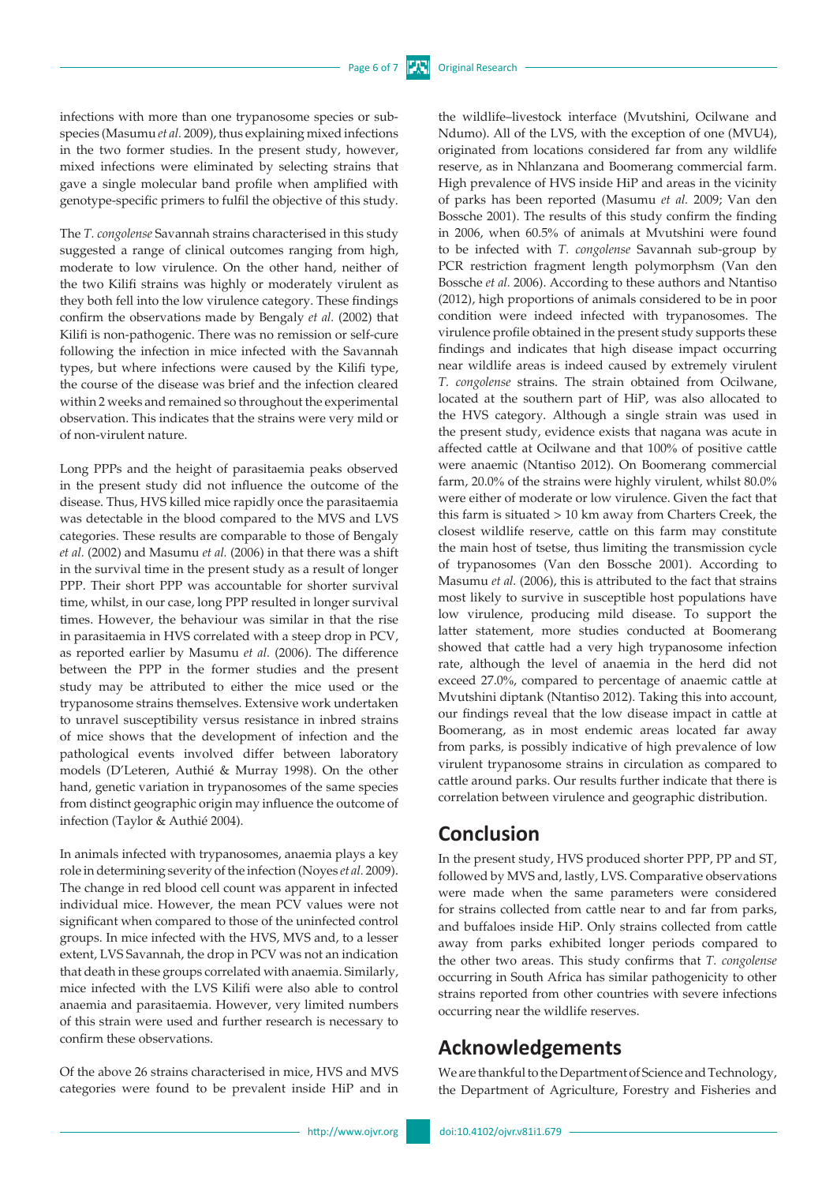infections with more than one trypanosome species or subspecies (Masumu *et al.* 2009), thus explaining mixed infections in the two former studies. In the present study, however, mixed infections were eliminated by selecting strains that gave a single molecular band profile when amplified with genotype-specific primers to fulfil the objective of this study.

The *T. congolense* Savannah strains characterised in this study suggested a range of clinical outcomes ranging from high, moderate to low virulence. On the other hand, neither of the two Kilifi strains was highly or moderately virulent as they both fell into the low virulence category. These findings confirm the observations made by Bengaly *et al.* (2002) that Kilifi is non-pathogenic. There was no remission or self-cure following the infection in mice infected with the Savannah types, but where infections were caused by the Kilifi type, the course of the disease was brief and the infection cleared within 2 weeks and remained so throughout the experimental observation. This indicates that the strains were very mild or of non-virulent nature.

Long PPPs and the height of parasitaemia peaks observed in the present study did not influence the outcome of the disease. Thus, HVS killed mice rapidly once the parasitaemia was detectable in the blood compared to the MVS and LVS categories. These results are comparable to those of Bengaly *et al.* (2002) and Masumu *et al.* (2006) in that there was a shift in the survival time in the present study as a result of longer PPP. Their short PPP was accountable for shorter survival time, whilst, in our case, long PPP resulted in longer survival times. However, the behaviour was similar in that the rise in parasitaemia in HVS correlated with a steep drop in PCV, as reported earlier by Masumu *et al.* (2006). The difference between the PPP in the former studies and the present study may be attributed to either the mice used or the trypanosome strains themselves. Extensive work undertaken to unravel susceptibility versus resistance in inbred strains of mice shows that the development of infection and the pathological events involved differ between laboratory models (D'Leteren, Authié & Murray 1998). On the other hand, genetic variation in trypanosomes of the same species from distinct geographic origin may influence the outcome of infection (Taylor & Authié 2004).

In animals infected with trypanosomes, anaemia plays a key role in determining severity of the infection (Noyes *et al.* 2009). The change in red blood cell count was apparent in infected individual mice. However, the mean PCV values were not significant when compared to those of the uninfected control groups. In mice infected with the HVS, MVS and, to a lesser extent, LVS Savannah, the drop in PCV was not an indication that death in these groups correlated with anaemia. Similarly, mice infected with the LVS Kilifi were also able to control anaemia and parasitaemia. However, very limited numbers of this strain were used and further research is necessary to confirm these observations.

Of the above 26 strains characterised in mice, HVS and MVS categories were found to be prevalent inside HiP and in the wildlife–livestock interface (Mvutshini, Ocilwane and Ndumo). All of the LVS, with the exception of one (MVU4), originated from locations considered far from any wildlife reserve, as in Nhlanzana and Boomerang commercial farm. High prevalence of HVS inside HiP and areas in the vicinity of parks has been reported (Masumu *et al.* 2009; Van den Bossche 2001). The results of this study confirm the finding in 2006, when 60.5% of animals at Mvutshini were found to be infected with *T. congolense* Savannah sub-group by PCR restriction fragment length polymorphsm (Van den Bossche *et al.* 2006). According to these authors and Ntantiso (2012), high proportions of animals considered to be in poor condition were indeed infected with trypanosomes. The virulence profile obtained in the present study supports these findings and indicates that high disease impact occurring near wildlife areas is indeed caused by extremely virulent *T. congolense* strains. The strain obtained from Ocilwane, located at the southern part of HiP, was also allocated to the HVS category. Although a single strain was used in the present study, evidence exists that nagana was acute in affected cattle at Ocilwane and that 100% of positive cattle were anaemic (Ntantiso 2012). On Boomerang commercial farm, 20.0% of the strains were highly virulent, whilst 80.0% were either of moderate or low virulence. Given the fact that this farm is situated > 10 km away from Charters Creek, the closest wildlife reserve, cattle on this farm may constitute the main host of tsetse, thus limiting the transmission cycle of trypanosomes (Van den Bossche 2001). According to Masumu *et al.* (2006), this is attributed to the fact that strains most likely to survive in susceptible host populations have low virulence, producing mild disease. To support the latter statement, more studies conducted at Boomerang showed that cattle had a very high trypanosome infection rate, although the level of anaemia in the herd did not exceed 27.0%, compared to percentage of anaemic cattle at Mvutshini diptank (Ntantiso 2012). Taking this into account, our findings reveal that the low disease impact in cattle at Boomerang, as in most endemic areas located far away from parks, is possibly indicative of high prevalence of low virulent trypanosome strains in circulation as compared to cattle around parks. Our results further indicate that there is correlation between virulence and geographic distribution.

## Conclusion

In the present study, HVS produced shorter PPP, PP and ST, followed by MVS and, lastly, LVS. Comparative observations were made when the same parameters were considered for strains collected from cattle near to and far from parks, and buffaloes inside HiP. Only strains collected from cattle away from parks exhibited longer periods compared to the other two areas. This study confirms that *T. congolense* occurring in South Africa has similar pathogenicity to other strains reported from other countries with severe infections occurring near the wildlife reserves.

## Acknowledgements

We are thankful to the Department of Science and Technology, the Department of Agriculture, Forestry and Fisheries and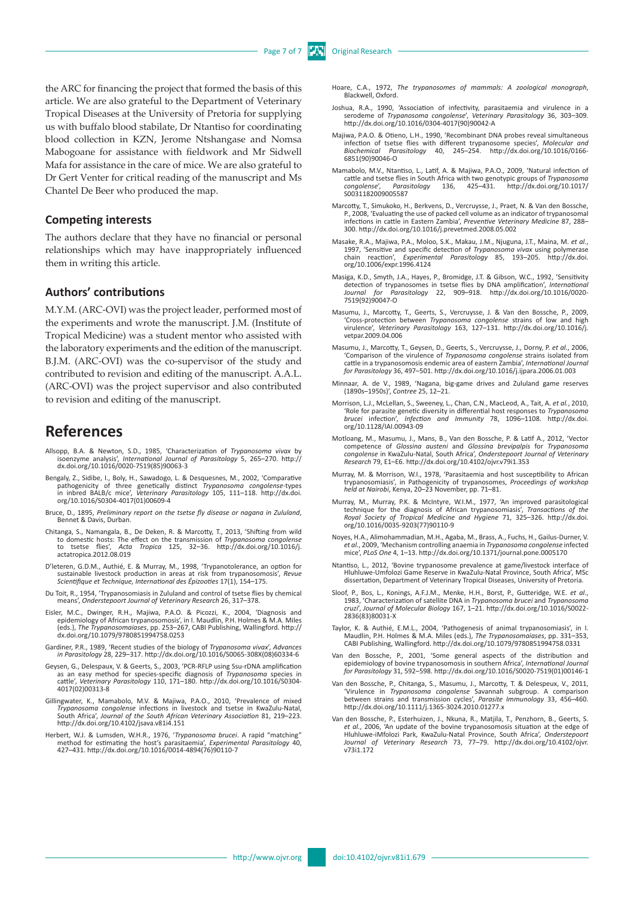the ARC for financing the project that formed the basis of this article. We are also grateful to the Department of Veterinary Tropical Diseases at the University of Pretoria for supplying us with buffalo blood stabilate, Dr Ntantiso for coordinating blood collection in KZN, Jerome Ntshangase and Nomsa Mabogoane for assistance with fieldwork and Mr Sidwell Mafa for assistance in the care of mice. We are also grateful to Dr Gert Venter for critical reading of the manuscript and Ms Chantel De Beer who produced the map.

### Competing interests

The authors declare that they have no financial or personal relationships which may have inappropriately influenced them in writing this article.

### Authors' contributions

M.Y.M. (ARC-OVI) was the project leader, performed most of the experiments and wrote the manuscript. J.M. (Institute of Tropical Medicine) was a student mentor who assisted with the laboratory experiments and the edition of the manuscript. B.J.M. (ARC-OVI) was the co-supervisor of the study and contributed to revision and editing of the manuscript. A.A.L. (ARC-OVI) was the project supervisor and also contributed to revision and editing of the manuscript.

## References

Allsopp, B.A. & Newton, S.D., 1985, 'Characterization of *Trypanosoma vivax* by isoenzyme analysis', *International Journal of Parasitology* 5, 265–270. http://dx.doi.org/10.1016/0020-7519(85)90063-3

Bengaly, Z., Sidibe, I., Boly, H., Sawadogo, L. & Desquesnes, M., 2002, 'Comparative pathogenicity of three genetically distinct *Trypanosoma congolense*-types in inbred BALB/c mice', *Veterinary Parasitology* 105, 111–118. http://dx.doi.org/10.1016/S0304-4017(01)00609-4

Bruce, D., 1895, *Preliminary report on the tsetse fly disease or nagana in Zululand*, Bennet & Davis, Durban.

Chitanga, S., Namangala, B., De Deken, R. & Marcotty, T., 2013, 'Shifting from wild to domestic hosts: The effect on the transmission of *Trypanosoma congolense* to tsetse flies', *Acta Tropica* 125, 32–36. http://dx.doi.org/10.1016/j.actatropica.2012.08.019

D'Ieteren, G.D.M., Authié, E. & Murray, M., 1998, 'Trypanotolerance, an option for sustainable livestock production in areas at risk from trypanosomosis', *Revue Scientifique et Technique, International des Épizooties* 17(1), 154–175.

Du Toit, R., 1954, 'Trypanosomiasis in Zululand and control of tsetse flies by chemical means', *Onderstepoort Journal of Veterinary Research* 26, 317–378.

Eisler, M.C., Dwinger, R.H., Majiwa, P.A.O. & Picozzi, K., 2004, 'Diagnosis and epidemiology of African trypanosomosis', in I. Maudlin, P.H. Holmes & M.A. Miles (eds.), *The Trypanosomaiases*, pp. 253–267, CABI Publishing, Wallingford. http://dx.doi.org/10.1079/9780851994758.0253

Gardiner, P.R., 1989, 'Recent studies of the biology of *Trypanosoma vivax*', *Advances in Parasitology* 28, 229–317. http://dx.doi.org/10.1016/S0065-308X(08)60334-6

Geysen, G., Delespaux, V. & Geerts, S., 2003, 'PCR-RFLP using Ssu-rDNA amplification as an easy method for species-specific diagnosis of *Trypanosoma* species in cattle', *Veterinary Parasitology* 110, 171–180. http://dx.doi.org/10.1016/S0304-4017(02)00313-8

Gillingwater, K., Mamabolo, M.V. & Majiwa, P.A.O., 2010, 'Prevalence of mixed *Trypanosoma congolense* infections in livestock and tsetse in KwaZulu-Natal, South Africa', *Journal of the South African Veterinary Association* 81, 219–223. http://dx.doi.org/10.4102/jsava.v81i4.151

Herbert, W.J. & Lumsden, W.H.R., 1976, '*Trypanosoma brucei*. A rapid "matching" method for estimating the host's parasitaemia', *Experimental Parasitology* 40, 427–431. http://dx.doi.org/10.1016/0014-4894(76)90110-7

Hoare, C.A., 1972, *The trypanosomes of mammals: A zoological monograph*, Blackwell, Oxford.

Joshua, R.A., 1990, 'Association of infectivity, parasitaemia and virulence in a serodeme of *Trypanosoma congolense*', *Veterinary Parasitology* 36, 303–309. http://dx.doi.org/10.1016/0304-4017(90)90042-A

Majiwa, P.A.O. & Otieno, L.H., 1990, 'Recombinant DNA probes reveal simultaneous infection of tsetse flies with different trypanosome species', *Molecular and Biochemical Parasitology* 40, 245–254. http://dx.doi.org/10.1016/0166-6851(90)90046-O

Mamabolo, M.V., Ntantiso, L., Latif, A. & Majiwa, P.A.O., 2009, 'Natural infection of cattle and tsetse flies in South Africa with two genotypic groups of *Trypanosoma congolense*', *Parasitology* 136, 425–431. http://dx.doi.org/10.1017/S0031182009005587

Marcotty, T., Simukoko, H., Berkvens, D., Vercruysse, J., Praet, N. & Van den Bossche, P., 2008, 'Evaluating the use of packed cell volume as an indicator of trypanosomal infections in cattle in Eastern Zambia', *Preventive Veterinary Medicine* 87, 288–300. http://dx.doi.org/10.1016/j.prevetmed.2008.05.002

Masake, R.A., Majiwa, P.A., Moloo, S.K., Makau, J.M., Njuguna, J.T., Maina, M. *et al.*, 1997, 'Sensitive and specific detection of *Trypanosoma vivax* using polymerase chain reaction', *Experimental Parasitology* 85, 193–205. http://dx.doi.org/10.1006/expr.1996.4124

Masiga, K.D., Smyth, J.A., Hayes, P., Bromidge, J.T. & Gibson, W.C., 1992, 'Sensitivity detection of trypanosomes in tsetse flies by DNA amplification', *International Journal for Parasitology* 22, 909–918. http://dx.doi.org/10.1016/0020-7519(92)90047-O

Masumu, J., Marcotty, T., Geerts, S., Vercruysse, J. & Van den Bossche, P., 2009, 'Cross-protection between *Trypanosoma congolense* strains of low and high virulence', *Veterinary Parasitology* 163, 127–131. http://dx.doi.org/10.1016/j.vetpar.2009.04.006

Masumu, J., Marcotty, T., Geysen, D., Geerts, S., Vercruysse, J., Dorny, P. *et al.*, 2006, 'Comparison of the virulence of *Trypanosoma congolense* strains isolated from cattle in a trypanosomosis endemic area of eastern Zambia', *International Journal for Parasitology* 36, 497–501. http://dx.doi.org/10.1016/j.ijpara.2006.01.003

Minnaar, A. de V., 1989, 'Nagana, big-game drives and Zululand game reserves (1890s–1950s)', *Contree* 25, 12–21.

Morrison, L.J., McLellan, S., Sweeney, L., Chan, C.N., MacLeod, A., Tait, A. *et al.*, 2010, 'Role for parasite genetic diversity in differential host responses to *Trypanosoma brucei* infection', *Infection and Immunity* 78, 1096–1108. http://dx.doi.org/10.1128/IAI.00943-09

Motloang, M., Masumu, J., Mans, B., Van den Bossche, P. & Latif A., 2012, 'Vector competence of *Glossina austeni* and *Glossina brevipalpis* for *Trypanosoma congolense* in KwaZulu-Natal, South Africa', *Onderstepoort Journal of Veterinary Research* 79, E1–E6. http://dx.doi.org/10.4102/ojvr.v79i1.353

Murray, M. & Morrison, W.I., 1978, 'Parasitaemia and host susceptibility to African trypanosomiasis', in Pathogenicity of trypanosomes, *Proceedings of workshop held at Nairobi*, Kenya, 20–23 November, pp. 71–81.

Murray, M., Murray, P.K. & McIntyre, W.I.M., 1977, 'An improved parasitological technique for the diagnosis of African trypanosomiasis', *Transactions of the Royal Society of Tropical Medicine and Hygiene* 71, 325–326. http://dx.doi.org/10.1016/0035-9203(77)90110-9

Noyes, H.A., Alimohammadian, M.H., Agaba, M., Brass, A., Fuchs, H., Gailus-Durner, V. *et al.*, 2009, 'Mechanism controlling anaemia in *Trypanosoma congolense* infected mice', *PLoS One* 4, 1–13. http://dx.doi.org/10.1371/journal.pone.0005170

Ntantiso, L., 2012, 'Bovine trypanosome prevalence at game/livestock interface of Hluhluwe-Umfolozi Game Reserve in KwaZulu-Natal Province, South Africa', MSc dissertation, Department of Veterinary Tropical Diseases, University of Pretoria.

Sloof, P., Bos, L., Konings, A.F.J.M., Menke, H.H., Borst, P., Gutteridge, W.E. *et al.*, 1983, 'Characterization of satellite DNA in *Trypanosoma brucei* and *Trypanosoma cruzi*', *Journal of Molecular Biology* 167, 1–21. http://dx.doi.org/10.1016/S0022-2836(83)80031-X

Taylor, K. & Authié, E.M.L., 2004, 'Pathogenesis of animal trypanosomiasis', in I. Maudlin, P.H. Holmes & M.A. Miles (eds.), *The Trypanosomaiases*, pp. 331–353, CABI Publishing, Wallingford. http://dx.doi.org/10.1079/9780851994758.0331

Van den Bossche, P., 2001, 'Some general aspects of the distribution and epidemiology of bovine trypanosomosis in southern Africa', *International Journal for Parasitology* 31, 592–598. http://dx.doi.org/10.1016/S0020-7519(01)00146-1

Van den Bossche, P., Chitanga, S., Masumu, J., Marcotty, T. & Delespeux, V., 2011, 'Virulence in *Trypanosoma congolense* Savannah subgroup. A comparison between strains and transmission cycles', *Parasite Immunology* 33, 456–460. http://dx.doi.org/10.1111/j.1365-3024.2010.01277.x

Van den Bossche, P., Esterhuizen, J., Nkuna, R., Matjila, T., Penzhorn, B., Geerts, S. *et al.*, 2006, 'An update of the bovine trypanosomosis situation at the edge of Hluhluwe-iMfolozi Park, KwaZulu-Natal Province, South Africa', *Onderstepoort Journal of Veterinary Research* 73, 77–79. http://dx.doi.org/10.4102/ojvr.v73i1.172